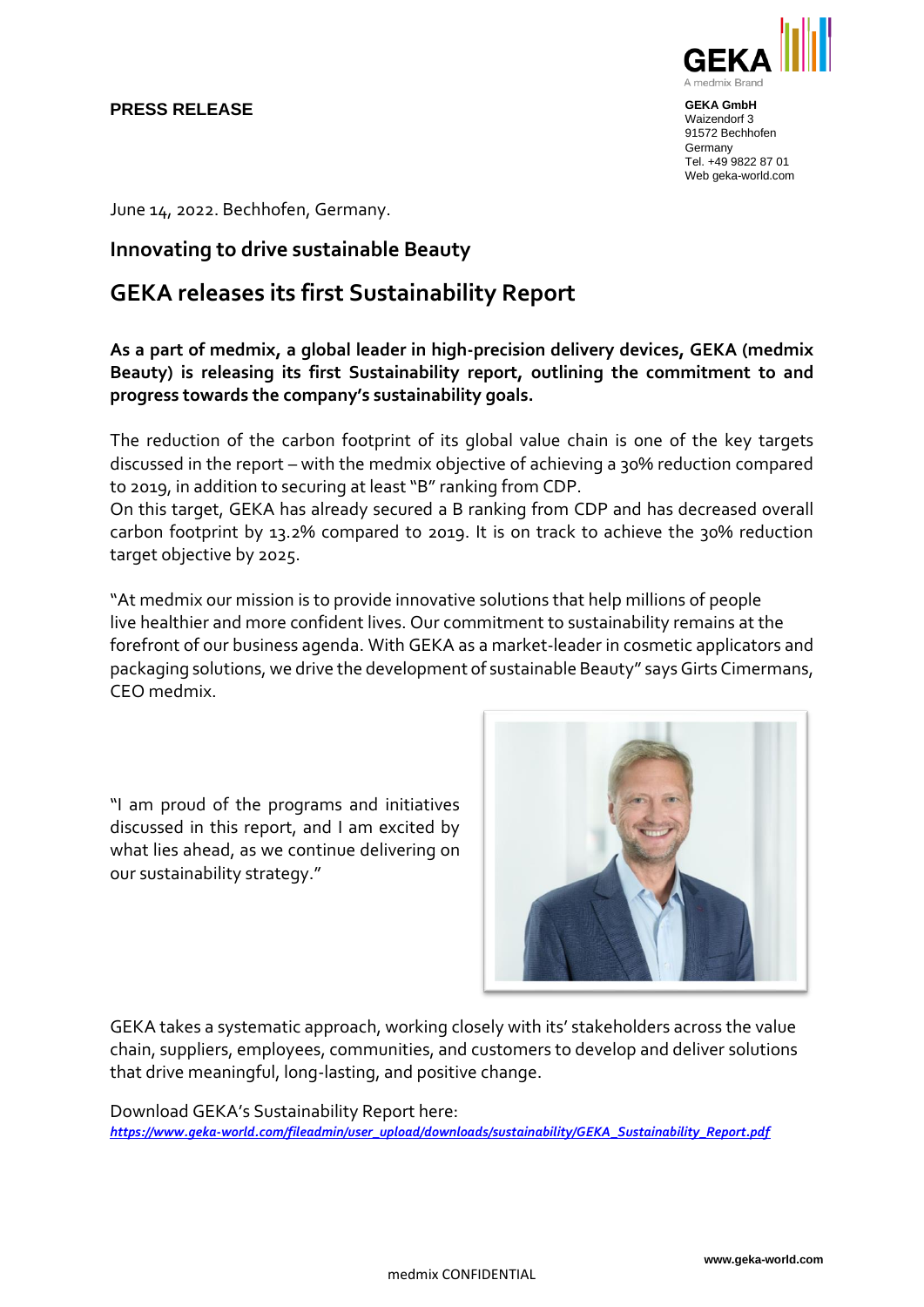**PRESS RELEASE**

**GEKA GmbH**
Waizendorf 3
91572 Bechhofen
Germany
Tel. +49 9822 87 01
Web geka-world.com

June 14, 2022. Bechhofen, Germany.

### Innovating to drive sustainable Beauty

## GEKA releases its first Sustainability Report

**As a part of medmix, a global leader in high-precision delivery devices, GEKA (medmix Beauty) is releasing its first Sustainability report, outlining the commitment to and progress towards the company's sustainability goals.**

The reduction of the carbon footprint of its global value chain is one of the key targets discussed in the report – with the medmix objective of achieving a 30% reduction compared to 2019, in addition to securing at least "B" ranking from CDP.
On this target, GEKA has already secured a B ranking from CDP and has decreased overall carbon footprint by 13.2% compared to 2019. It is on track to achieve the 30% reduction target objective by 2025.

"At medmix our mission is to provide innovative solutions that help millions of people live healthier and more confident lives. Our commitment to sustainability remains at the forefront of our business agenda. With GEKA as a market-leader in cosmetic applicators and packaging solutions, we drive the development of sustainable Beauty" says Girts Cimermans, CEO medmix.

"I am proud of the programs and initiatives discussed in this report, and I am excited by what lies ahead, as we continue delivering on our sustainability strategy."

GEKA takes a systematic approach, working closely with its' stakeholders across the value chain, suppliers, employees, communities, and customers to develop and deliver solutions that drive meaningful, long-lasting, and positive change.

Download GEKA's Sustainability Report here:
*https://www.geka-world.com/fileadmin/user_upload/downloads/sustainability/GEKA_Sustainability_Report.pdf*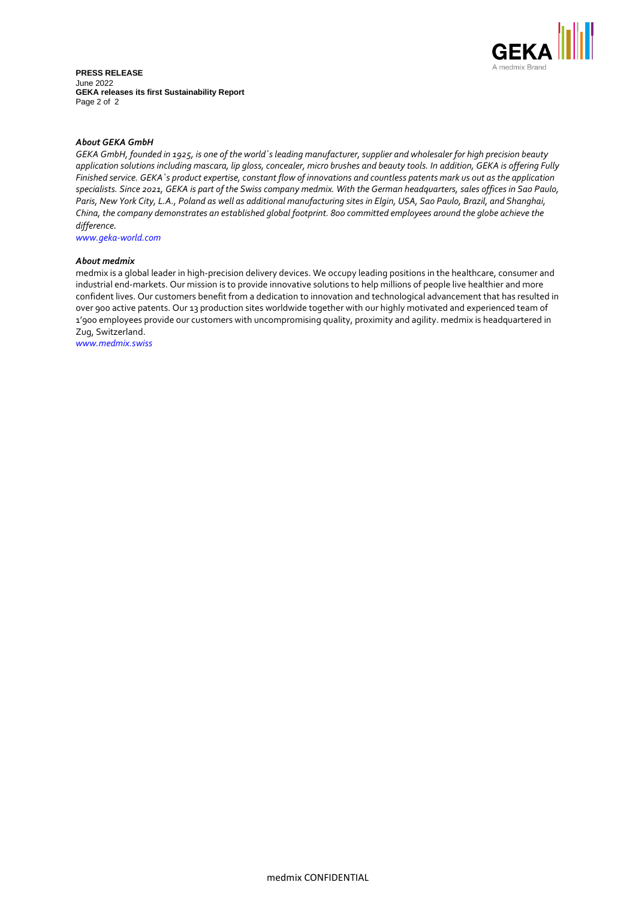### *About GEKA GmbH*

*GEKA GmbH, founded in 1925, is one of the world`s leading manufacturer, supplier and wholesaler for high precision beauty application solutions including mascara, lip gloss, concealer, micro brushes and beauty tools. In addition, GEKA is offering Fully Finished service. GEKA`s product expertise, constant flow of innovations and countless patents mark us out as the application specialists. Since 2021, GEKA is part of the Swiss company medmix. With the German headquarters, sales offices in Sao Paulo, Paris, New York City, L.A., Poland as well as additional manufacturing sites in Elgin, USA, Sao Paulo, Brazil, and Shanghai, China, the company demonstrates an established global footprint. 800 committed employees around the globe achieve the difference.*

*www.geka-world.com*

### *About medmix*

medmix is a global leader in high-precision delivery devices. We occupy leading positions in the healthcare, consumer and industrial end-markets. Our mission is to provide innovative solutions to help millions of people live healthier and more confident lives. Our customers benefit from a dedication to innovation and technological advancement that has resulted in over 900 active patents. Our 13 production sites worldwide together with our highly motivated and experienced team of 1'900 employees provide our customers with uncompromising quality, proximity and agility. medmix is headquartered in Zug, Switzerland.

*www.medmix.swiss*